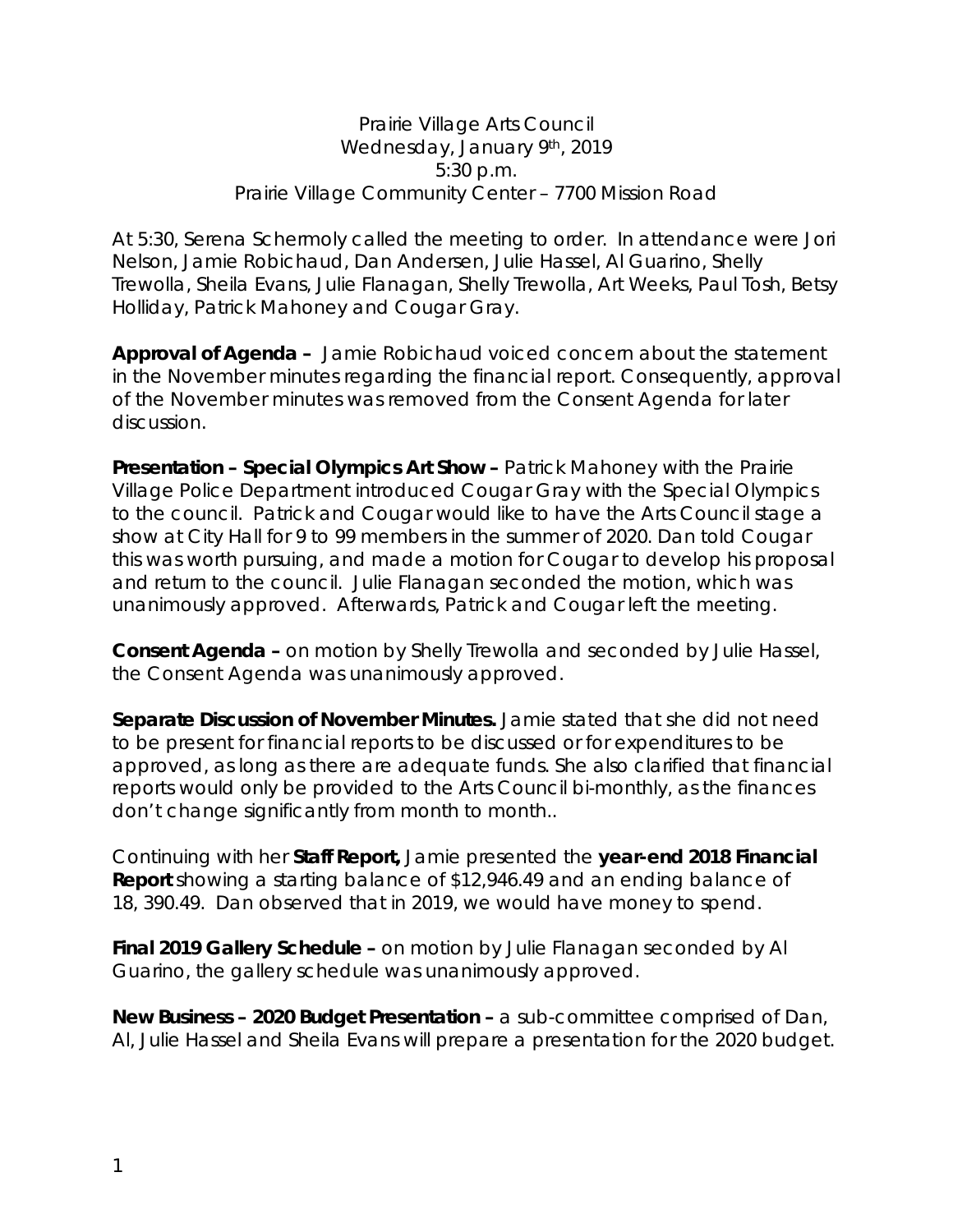Prairie Village Arts Council
Wednesday, January 9th, 2019
5:30 p.m.
Prairie Village Community Center – 7700 Mission Road

At 5:30, Serena Schermoly called the meeting to order. In attendance were Jori Nelson, Jamie Robichaud, Dan Andersen, Julie Hassel, Al Guarino, Shelly Trewolla, Sheila Evans, Julie Flanagan, Shelly Trewolla, Art Weeks, Paul Tosh, Betsy Holliday, Patrick Mahoney and Cougar Gray.

**Approval of Agenda –** Jamie Robichaud voiced concern about the statement in the November minutes regarding the financial report. Consequently, approval of the November minutes was removed from the Consent Agenda for later discussion.

**Presentation – Special Olympics Art Show –** Patrick Mahoney with the Prairie Village Police Department introduced Cougar Gray with the Special Olympics to the council. Patrick and Cougar would like to have the Arts Council stage a show at City Hall for 9 to 99 members in the summer of 2020. Dan told Cougar this was worth pursuing, and made a motion for Cougar to develop his proposal and return to the council. Julie Flanagan seconded the motion, which was unanimously approved. Afterwards, Patrick and Cougar left the meeting.

**Consent Agenda –** on motion by Shelly Trewolla and seconded by Julie Hassel, the Consent Agenda was unanimously approved.

**Separate Discussion of November Minutes.** Jamie stated that she did not need to be present for financial reports to be discussed or for expenditures to be approved, as long as there are adequate funds. She also clarified that financial reports would only be provided to the Arts Council bi-monthly, as the finances don't change significantly from month to month..

Continuing with her **Staff Report,** Jamie presented the **year-end 2018 Financial Report** showing a starting balance of $12,946.49 and an ending balance of 18, 390.49. Dan observed that in 2019, we would have money to spend.

**Final 2019 Gallery Schedule –** on motion by Julie Flanagan seconded by Al Guarino, the gallery schedule was unanimously approved.

**New Business – 2020 Budget Presentation –** a sub-committee comprised of Dan, Al, Julie Hassel and Sheila Evans will prepare a presentation for the 2020 budget.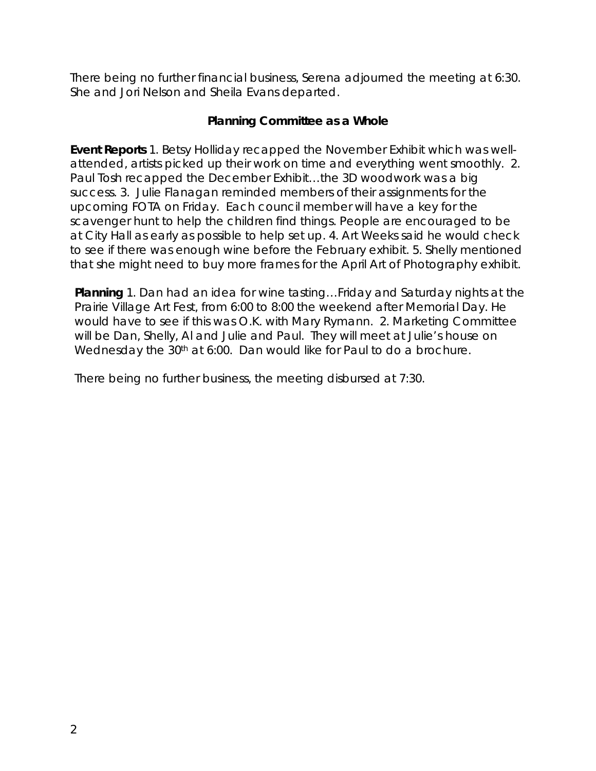There being no further financial business, Serena adjourned the meeting at 6:30. She and Jori Nelson and Sheila Evans departed.

## Planning Committee as a Whole

**Event Reports** 1. Betsy Holliday recapped the November Exhibit which was well-attended, artists picked up their work on time and everything went smoothly. 2. Paul Tosh recapped the December Exhibit…the 3D woodwork was a big success. 3. Julie Flanagan reminded members of their assignments for the upcoming FOTA on Friday. Each council member will have a key for the scavenger hunt to help the children find things. People are encouraged to be at City Hall as early as possible to help set up. 4. Art Weeks said he would check to see if there was enough wine before the February exhibit. 5. Shelly mentioned that she might need to buy more frames for the April Art of Photography exhibit.

**Planning** 1. Dan had an idea for wine tasting…Friday and Saturday nights at the Prairie Village Art Fest, from 6:00 to 8:00 the weekend after Memorial Day. He would have to see if this was O.K. with Mary Rymann. 2. Marketing Committee will be Dan, Shelly, Al and Julie and Paul. They will meet at Julie's house on Wednesday the 30th at 6:00. Dan would like for Paul to do a brochure.

There being no further business, the meeting disbursed at 7:30.